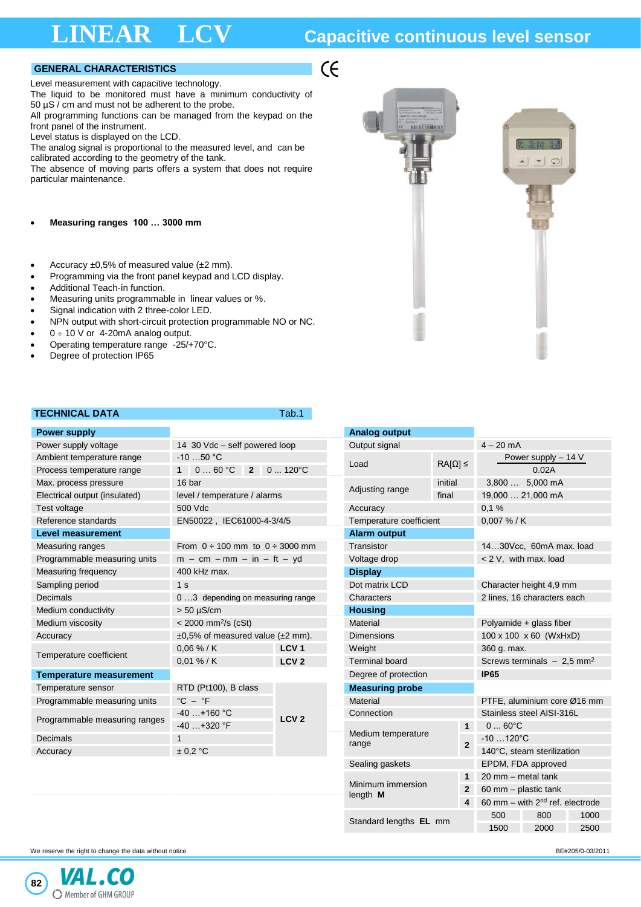# LINEAR LCV

## Capacitive continuous level sensor

### GENERAL CHARACTERISTICS

CE

Level measurement with capacitive technology.
The liquid to be monitored must have a minimum conductivity of 50 µS / cm and must not be adherent to the probe.
All programming functions can be managed from the keypad on the front panel of the instrument.
Level status is displayed on the LCD.
The analog signal is proportional to the measured level, and can be calibrated according to the geometry of the tank.
The absence of moving parts offers a system that does not require particular maintenance.

- **Measuring ranges 100 … 3000 mm**

- Accuracy ±0,5% of measured value (±2 mm).
- Programming via the front panel keypad and LCD display.
- Additional Teach-in function.
- Measuring units programmable in linear values or %.
- Signal indication with 2 three-color LED.
- NPN output with short-circuit protection programmable NO or NC.
- 0 ÷ 10 V or 4-20mA analog output.
- Operating temperature range -25/+70°C.
- Degree of protection IP65

### TECHNICAL DATA Tab.1

| **Power supply** | | |
|---|---|---|
| Power supply voltage | 14 30 Vdc – self powered loop | |
| Ambient temperature range | -10 …50 °C | |
| Process temperature range | **1** 0 … 60 °C **2** 0 ... 120°C | |
| Max. process pressure | 16 bar | |
| Electrical output (insulated) | level / temperature / alarms | |
| Test voltage | 500 Vdc | |
| Reference standards | EN50022 , IEC61000-4-3/4/5 | |
| **Level measurement** | | |
| Measuring ranges | From 0 ÷ 100 mm to 0 ÷ 3000 mm | |
| Programmable measuring units | m – cm – mm – in – ft – yd | |
| Measuring frequency | 400 kHz max. | |
| Sampling period | 1 s | |
| Decimals | 0 …3 depending on measuring range | |
| Medium conductivity | > 50 µS/cm | |
| Medium viscosity | < 2000 mm²/s (cSt) | |
| Accuracy | ±0,5% of measured value (±2 mm). | |
| Temperature coefficient | 0,06 % / K | **LCV 1** |
| | 0,01 % / K | **LCV 2** |
| **Temperature measurement** | | |
| Temperature sensor | RTD (Pt100), B class | **LCV 2** |
| Programmable measuring units | °C – °F | |
| Programmable measuring ranges | -40 …+160 °C | |
| | -40 …+320 °F | |
| Decimals | 1 | |
| Accuracy | ± 0,2 °C | |

| **Analog output** | | | |
|---|---|---|---|
| Output signal | | | 4 – 20 mA |
| Load | RA[Ω] ≤ | | (Power supply – 14 V) / 0.02A |
| Adjusting range | initial | | 3,800 … 5,000 mA |
| | final | | 19,000 … 21,000 mA |
| Accuracy | | | 0,1 % |
| Temperature coefficient | | | 0,007 % / K |
| **Alarm output** | | | |
| Transistor | | | 14…30Vcc, 60mA max. load |
| Voltage drop | | | < 2 V, with max. load |
| **Display** | | | |
| Dot matrix LCD | | | Character height 4,9 mm |
| Characters | | | 2 lines, 16 characters each |
| **Housing** | | | |
| Material | | | Polyamide + glass fiber |
| Dimensions | | | 100 x 100 x 60 (WxHxD) |
| Weight | | | 360 g. max. |
| Terminal board | | | Screws terminals – 2,5 mm² |
| Degree of protection | | | **IP65** |
| **Measuring probe** | | | |
| Material | | | PTFE, aluminium core Ø16 mm |
| Connection | | | Stainless steel AISI-316L |
| Medium temperature range | | **1** | 0 ... 60°C |
| | | **2** | -10 …120°C |
| | | | 140°C, steam sterilization |
| Sealing gaskets | | | EPDM, FDA approved |
| Minimum immersion length **M** | | **1** | 20 mm – metal tank |
| | | **2** | 60 mm – plastic tank |
| | | **4** | 60 mm – with 2nd ref. electrode |
| Standard lengths **EL** mm | | | 500 / 800 / 1000 |
| | | | 1500 / 2000 / 2500 |

We reserve the right to change the data without notice

BE#205/0-03/2011

VAL.CO Member of GHM GROUP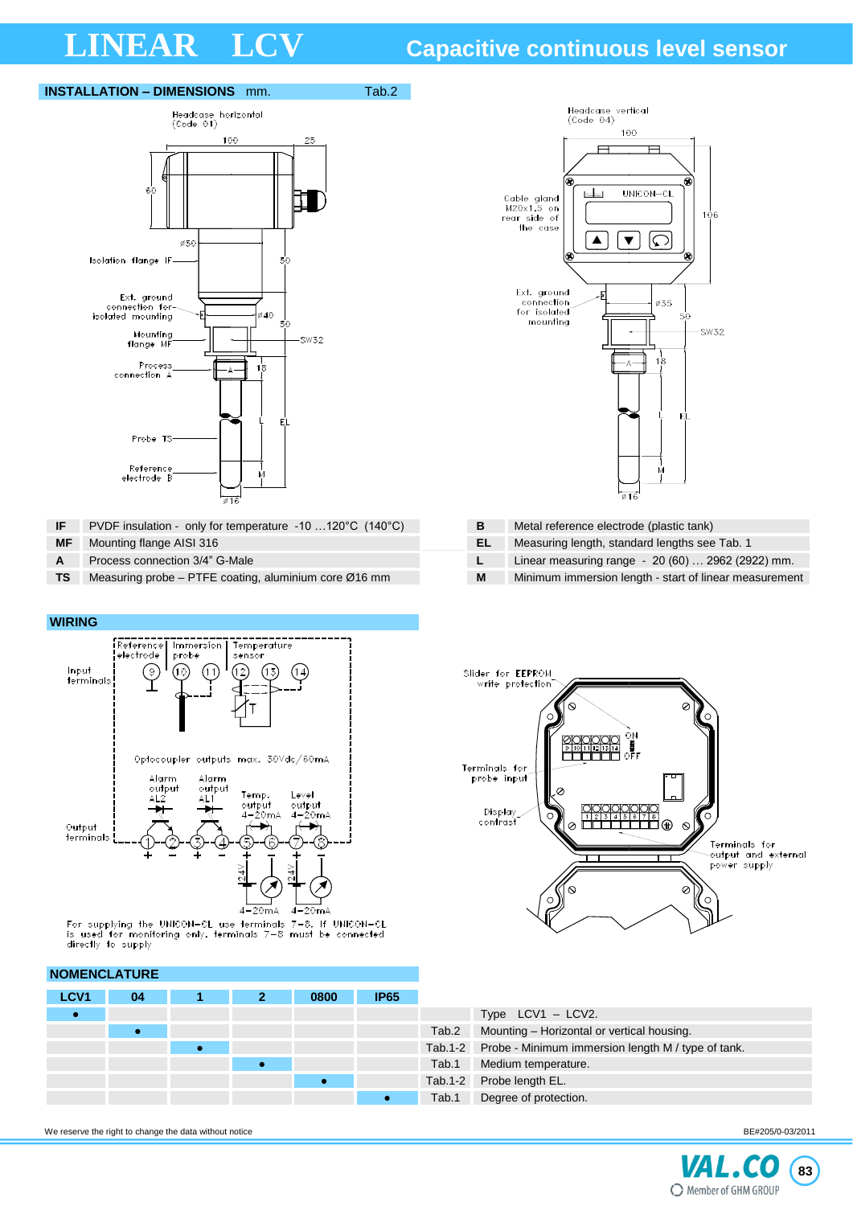# LINEAR LCV

## Capacitive continuous level sensor

### INSTALLATION – DIMENSIONS mm. Tab.2

Headcase horizontal (Code 01)

100
25
60
ø50
Isolation flange IF
50
Ext. ground connection for isolated mounting
ø40
50
Mounting flange MF
SW32
Process connection A
18
EL
L
Probe TS
Reference electrode B
M
ø16

Headcase vertical (Code 04)

100
Cable gland M20x1,5 on rear side of the case
UNICON-CL
106
Ext. ground connection for isolated mounting
ø35
50
SW32
18
L
EL
M
ø16

| | | | | |
|---|---|---|---|---|
| **IF** | PVDF insulation - only for temperature -10 …120°C (140°C) | | **B** | Metal reference electrode (plastic tank) |
| **MF** | Mounting flange AISI 316 | | **EL** | Measuring length, standard lengths see Tab. 1 |
| **A** | Process connection 3/4" G-Male | | **L** | Linear measuring range - 20 (60) … 2962 (2922) mm. |
| **TS** | Measuring probe – PTFE coating, aluminium core Ø16 mm | | **M** | Minimum immersion length - start of linear measurement |

### WIRING

Reference electrode
Immersion probe
Temperature sensor
Input terminals
9 10 11 12 13 14
T
Optocoupler outputs max. 30Vdc/60mA
Alarm output AL2
Alarm output AL1
Temp. output 4-20mA
Level output 4-20mA
Output terminals
1 2 3 4 5 6 7 8
+ - + - + - + -
24V
24V
4-20mA
4-20mA

For supplying the UNICON-CL use terminals 7-8. If UNICON-CL is used for monitoring only, terminals 7-8 must be connected directly to supply

Slider for EEPROM write protection
ON
OFF
Terminals for probe input
9 10 11 12 13 14
Display contrast
1 2 3 4 5 6 7 8
Terminals for output and external power supply

### NOMENCLATURE

| LCV1 | 04 | 1 | 2 | 0800 | IP65 | | |
|---|---|---|---|---|---|---|---|
| ● | | | | | | | Type LCV1 – LCV2. |
| | ● | | | | | Tab.2 | Mounting – Horizontal or vertical housing. |
| | | ● | | | | Tab.1-2 | Probe - Minimum immersion length M / type of tank. |
| | | | ● | | | Tab.1 | Medium temperature. |
| | | | | ● | | Tab.1-2 | Probe length EL. |
| | | | | | ● | Tab.1 | Degree of protection. |

We reserve the right to change the data without notice

BE#205/0-03/2011

VAL.CO Member of GHM GROUP